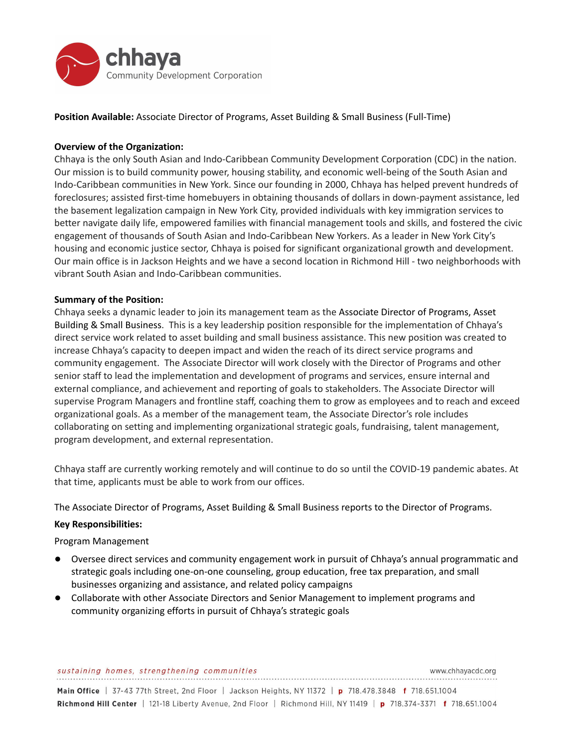chhaya
Community Development Corporation

**Position Available:** Associate Director of Programs, Asset Building & Small Business (Full-Time)

**Overview of the Organization:**
Chhaya is the only South Asian and Indo-Caribbean Community Development Corporation (CDC) in the nation. Our mission is to build community power, housing stability, and economic well-being of the South Asian and Indo-Caribbean communities in New York. Since our founding in 2000, Chhaya has helped prevent hundreds of foreclosures; assisted first-time homebuyers in obtaining thousands of dollars in down-payment assistance, led the basement legalization campaign in New York City, provided individuals with key immigration services to better navigate daily life, empowered families with financial management tools and skills, and fostered the civic engagement of thousands of South Asian and Indo-Caribbean New Yorkers. As a leader in New York City's housing and economic justice sector, Chhaya is poised for significant organizational growth and development. Our main office is in Jackson Heights and we have a second location in Richmond Hill - two neighborhoods with vibrant South Asian and Indo-Caribbean communities.

**Summary of the Position:**
Chhaya seeks a dynamic leader to join its management team as the Associate Director of Programs, Asset Building & Small Business. This is a key leadership position responsible for the implementation of Chhaya's direct service work related to asset building and small business assistance. This new position was created to increase Chhaya's capacity to deepen impact and widen the reach of its direct service programs and community engagement. The Associate Director will work closely with the Director of Programs and other senior staff to lead the implementation and development of programs and services, ensure internal and external compliance, and achievement and reporting of goals to stakeholders. The Associate Director will supervise Program Managers and frontline staff, coaching them to grow as employees and to reach and exceed organizational goals. As a member of the management team, the Associate Director's role includes collaborating on setting and implementing organizational strategic goals, fundraising, talent management, program development, and external representation.

Chhaya staff are currently working remotely and will continue to do so until the COVID-19 pandemic abates. At that time, applicants must be able to work from our offices.

The Associate Director of Programs, Asset Building & Small Business reports to the Director of Programs.

**Key Responsibilities:**

Program Management

- Oversee direct services and community engagement work in pursuit of Chhaya's annual programmatic and strategic goals including one-on-one counseling, group education, free tax preparation, and small businesses organizing and assistance, and related policy campaigns
- Collaborate with other Associate Directors and Senior Management to implement programs and community organizing efforts in pursuit of Chhaya's strategic goals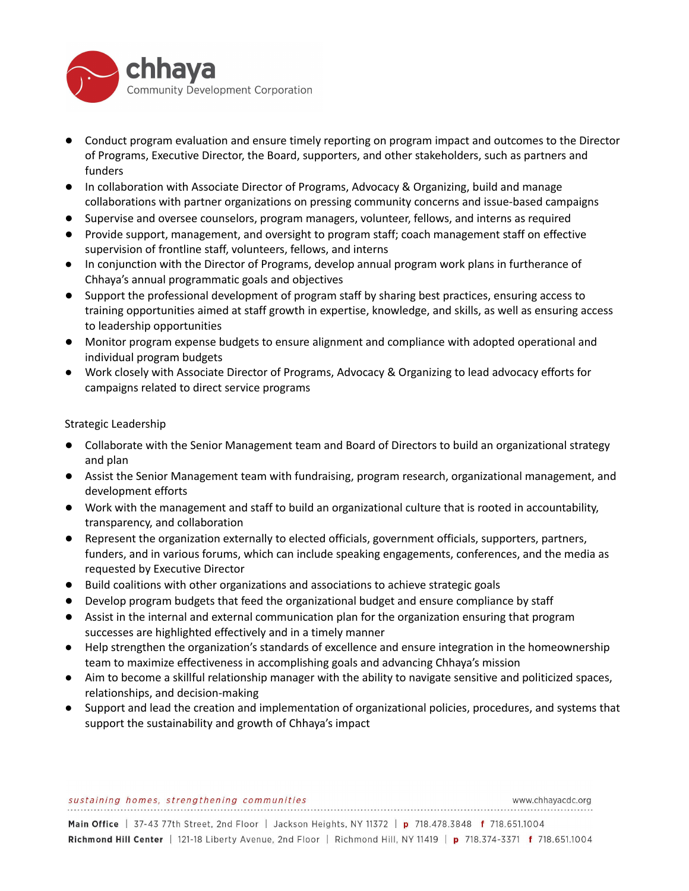- Conduct program evaluation and ensure timely reporting on program impact and outcomes to the Director of Programs, Executive Director, the Board, supporters, and other stakeholders, such as partners and funders
- In collaboration with Associate Director of Programs, Advocacy & Organizing, build and manage collaborations with partner organizations on pressing community concerns and issue-based campaigns
- Supervise and oversee counselors, program managers, volunteer, fellows, and interns as required
- Provide support, management, and oversight to program staff; coach management staff on effective supervision of frontline staff, volunteers, fellows, and interns
- In conjunction with the Director of Programs, develop annual program work plans in furtherance of Chhaya's annual programmatic goals and objectives
- Support the professional development of program staff by sharing best practices, ensuring access to training opportunities aimed at staff growth in expertise, knowledge, and skills, as well as ensuring access to leadership opportunities
- Monitor program expense budgets to ensure alignment and compliance with adopted operational and individual program budgets
- Work closely with Associate Director of Programs, Advocacy & Organizing to lead advocacy efforts for campaigns related to direct service programs

Strategic Leadership

- Collaborate with the Senior Management team and Board of Directors to build an organizational strategy and plan
- Assist the Senior Management team with fundraising, program research, organizational management, and development efforts
- Work with the management and staff to build an organizational culture that is rooted in accountability, transparency, and collaboration
- Represent the organization externally to elected officials, government officials, supporters, partners, funders, and in various forums, which can include speaking engagements, conferences, and the media as requested by Executive Director
- Build coalitions with other organizations and associations to achieve strategic goals
- Develop program budgets that feed the organizational budget and ensure compliance by staff
- Assist in the internal and external communication plan for the organization ensuring that program successes are highlighted effectively and in a timely manner
- Help strengthen the organization's standards of excellence and ensure integration in the homeownership team to maximize effectiveness in accomplishing goals and advancing Chhaya's mission
- Aim to become a skillful relationship manager with the ability to navigate sensitive and politicized spaces, relationships, and decision-making
- Support and lead the creation and implementation of organizational policies, procedures, and systems that support the sustainability and growth of Chhaya's impact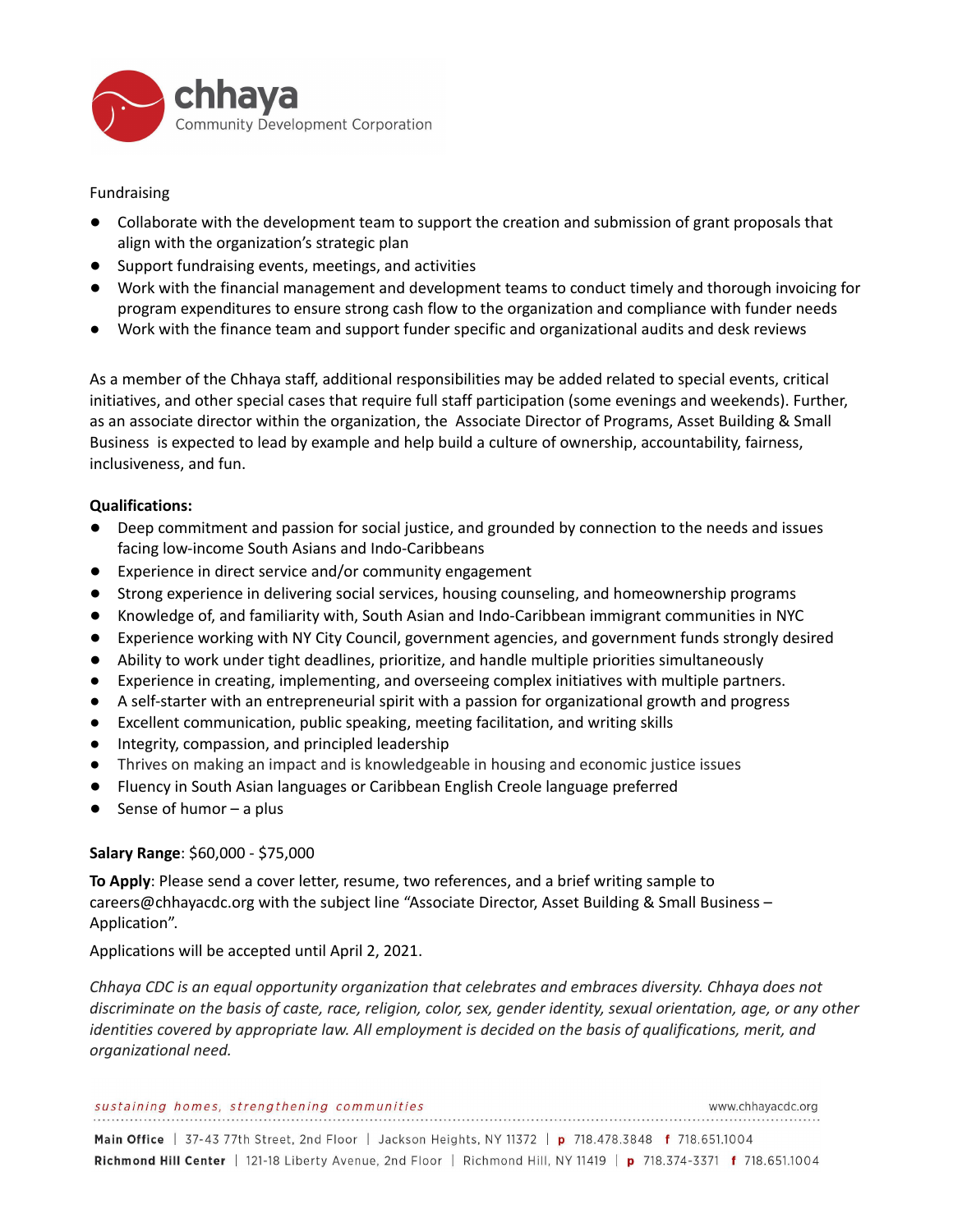Fundraising

- Collaborate with the development team to support the creation and submission of grant proposals that align with the organization's strategic plan
- Support fundraising events, meetings, and activities
- Work with the financial management and development teams to conduct timely and thorough invoicing for program expenditures to ensure strong cash flow to the organization and compliance with funder needs
- Work with the finance team and support funder specific and organizational audits and desk reviews

As a member of the Chhaya staff, additional responsibilities may be added related to special events, critical initiatives, and other special cases that require full staff participation (some evenings and weekends). Further, as an associate director within the organization, the Associate Director of Programs, Asset Building & Small Business is expected to lead by example and help build a culture of ownership, accountability, fairness, inclusiveness, and fun.

**Qualifications:**

- Deep commitment and passion for social justice, and grounded by connection to the needs and issues facing low-income South Asians and Indo-Caribbeans
- Experience in direct service and/or community engagement
- Strong experience in delivering social services, housing counseling, and homeownership programs
- Knowledge of, and familiarity with, South Asian and Indo-Caribbean immigrant communities in NYC
- Experience working with NY City Council, government agencies, and government funds strongly desired
- Ability to work under tight deadlines, prioritize, and handle multiple priorities simultaneously
- Experience in creating, implementing, and overseeing complex initiatives with multiple partners.
- A self-starter with an entrepreneurial spirit with a passion for organizational growth and progress
- Excellent communication, public speaking, meeting facilitation, and writing skills
- Integrity, compassion, and principled leadership
- Thrives on making an impact and is knowledgeable in housing and economic justice issues
- Fluency in South Asian languages or Caribbean English Creole language preferred
- Sense of humor – a plus

**Salary Range**: $60,000 - $75,000

**To Apply**: Please send a cover letter, resume, two references, and a brief writing sample to careers@chhayacdc.org with the subject line "Associate Director, Asset Building & Small Business – Application".

Applications will be accepted until April 2, 2021.

*Chhaya CDC is an equal opportunity organization that celebrates and embraces diversity. Chhaya does not discriminate on the basis of caste, race, religion, color, sex, gender identity, sexual orientation, age, or any other identities covered by appropriate law. All employment is decided on the basis of qualifications, merit, and organizational need.*